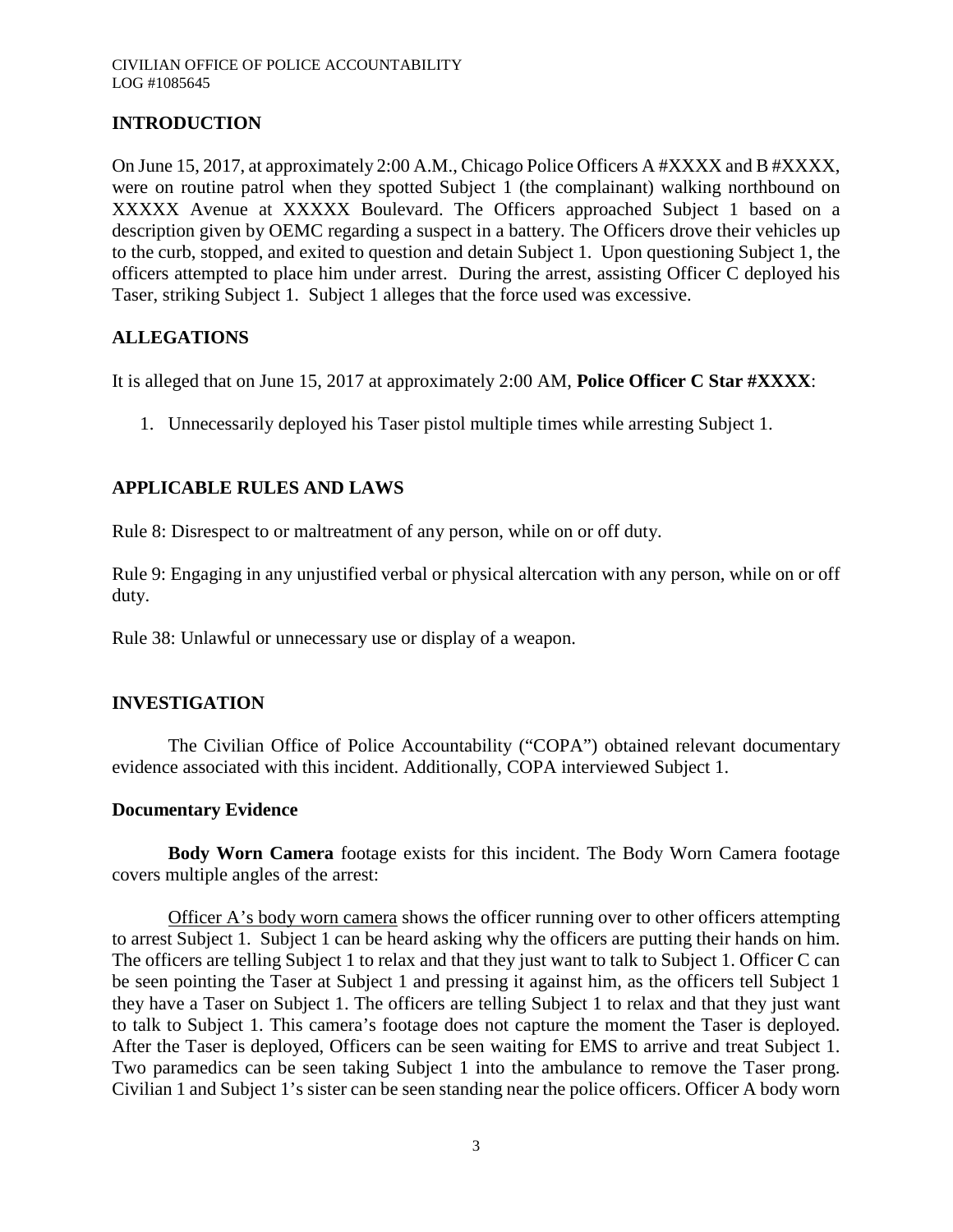## INTRODUCTION

On June 15, 2017, at approximately 2:00 A.M., Chicago Police Officers A #XXXX and B #XXXX, were on routine patrol when they spotted Subject 1 (the complainant) walking northbound on XXXXX Avenue at XXXXX Boulevard. The Officers approached Subject 1 based on a description given by OEMC regarding a suspect in a battery. The Officers drove their vehicles up to the curb, stopped, and exited to question and detain Subject 1. Upon questioning Subject 1, the officers attempted to place him under arrest. During the arrest, assisting Officer C deployed his Taser, striking Subject 1. Subject 1 alleges that the force used was excessive.

## ALLEGATIONS

It is alleged that on June 15, 2017 at approximately 2:00 AM, **Police Officer C Star #XXXX**:

1. Unnecessarily deployed his Taser pistol multiple times while arresting Subject 1.

## APPLICABLE RULES AND LAWS

Rule 8: Disrespect to or maltreatment of any person, while on or off duty.

Rule 9: Engaging in any unjustified verbal or physical altercation with any person, while on or off duty.

Rule 38: Unlawful or unnecessary use or display of a weapon.

## INVESTIGATION

The Civilian Office of Police Accountability ("COPA") obtained relevant documentary evidence associated with this incident. Additionally, COPA interviewed Subject 1.

### Documentary Evidence

**Body Worn Camera** footage exists for this incident. The Body Worn Camera footage covers multiple angles of the arrest:

Officer A's body worn camera shows the officer running over to other officers attempting to arrest Subject 1. Subject 1 can be heard asking why the officers are putting their hands on him. The officers are telling Subject 1 to relax and that they just want to talk to Subject 1. Officer C can be seen pointing the Taser at Subject 1 and pressing it against him, as the officers tell Subject 1 they have a Taser on Subject 1. The officers are telling Subject 1 to relax and that they just want to talk to Subject 1. This camera's footage does not capture the moment the Taser is deployed. After the Taser is deployed, Officers can be seen waiting for EMS to arrive and treat Subject 1. Two paramedics can be seen taking Subject 1 into the ambulance to remove the Taser prong. Civilian 1 and Subject 1's sister can be seen standing near the police officers. Officer A body worn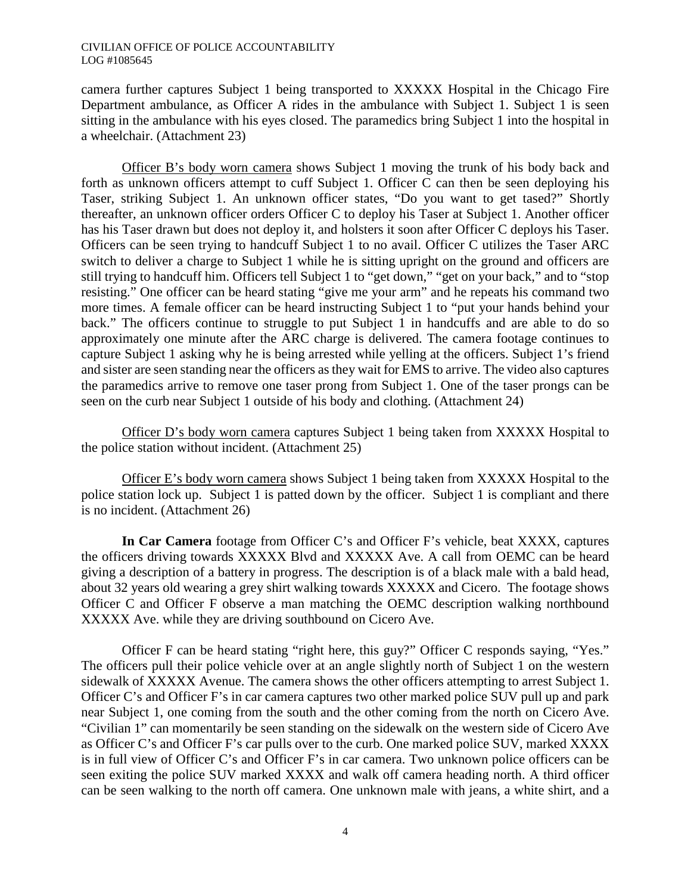camera further captures Subject 1 being transported to XXXXX Hospital in the Chicago Fire Department ambulance, as Officer A rides in the ambulance with Subject 1. Subject 1 is seen sitting in the ambulance with his eyes closed. The paramedics bring Subject 1 into the hospital in a wheelchair. (Attachment 23)

Officer B's body worn camera shows Subject 1 moving the trunk of his body back and forth as unknown officers attempt to cuff Subject 1. Officer C can then be seen deploying his Taser, striking Subject 1. An unknown officer states, "Do you want to get tased?" Shortly thereafter, an unknown officer orders Officer C to deploy his Taser at Subject 1. Another officer has his Taser drawn but does not deploy it, and holsters it soon after Officer C deploys his Taser. Officers can be seen trying to handcuff Subject 1 to no avail. Officer C utilizes the Taser ARC switch to deliver a charge to Subject 1 while he is sitting upright on the ground and officers are still trying to handcuff him. Officers tell Subject 1 to "get down," "get on your back," and to "stop resisting." One officer can be heard stating "give me your arm" and he repeats his command two more times. A female officer can be heard instructing Subject 1 to "put your hands behind your back." The officers continue to struggle to put Subject 1 in handcuffs and are able to do so approximately one minute after the ARC charge is delivered. The camera footage continues to capture Subject 1 asking why he is being arrested while yelling at the officers. Subject 1's friend and sister are seen standing near the officers as they wait for EMS to arrive. The video also captures the paramedics arrive to remove one taser prong from Subject 1. One of the taser prongs can be seen on the curb near Subject 1 outside of his body and clothing. (Attachment 24)

Officer D's body worn camera captures Subject 1 being taken from XXXXX Hospital to the police station without incident. (Attachment 25)

Officer E's body worn camera shows Subject 1 being taken from XXXXX Hospital to the police station lock up. Subject 1 is patted down by the officer. Subject 1 is compliant and there is no incident. (Attachment 26)

**In Car Camera** footage from Officer C's and Officer F's vehicle, beat XXXX, captures the officers driving towards XXXXX Blvd and XXXXX Ave. A call from OEMC can be heard giving a description of a battery in progress. The description is of a black male with a bald head, about 32 years old wearing a grey shirt walking towards XXXXX and Cicero. The footage shows Officer C and Officer F observe a man matching the OEMC description walking northbound XXXXX Ave. while they are driving southbound on Cicero Ave.

Officer F can be heard stating "right here, this guy?" Officer C responds saying, "Yes." The officers pull their police vehicle over at an angle slightly north of Subject 1 on the western sidewalk of XXXXX Avenue. The camera shows the other officers attempting to arrest Subject 1. Officer C's and Officer F's in car camera captures two other marked police SUV pull up and park near Subject 1, one coming from the south and the other coming from the north on Cicero Ave. "Civilian 1" can momentarily be seen standing on the sidewalk on the western side of Cicero Ave as Officer C's and Officer F's car pulls over to the curb. One marked police SUV, marked XXXX is in full view of Officer C's and Officer F's in car camera. Two unknown police officers can be seen exiting the police SUV marked XXXX and walk off camera heading north. A third officer can be seen walking to the north off camera. One unknown male with jeans, a white shirt, and a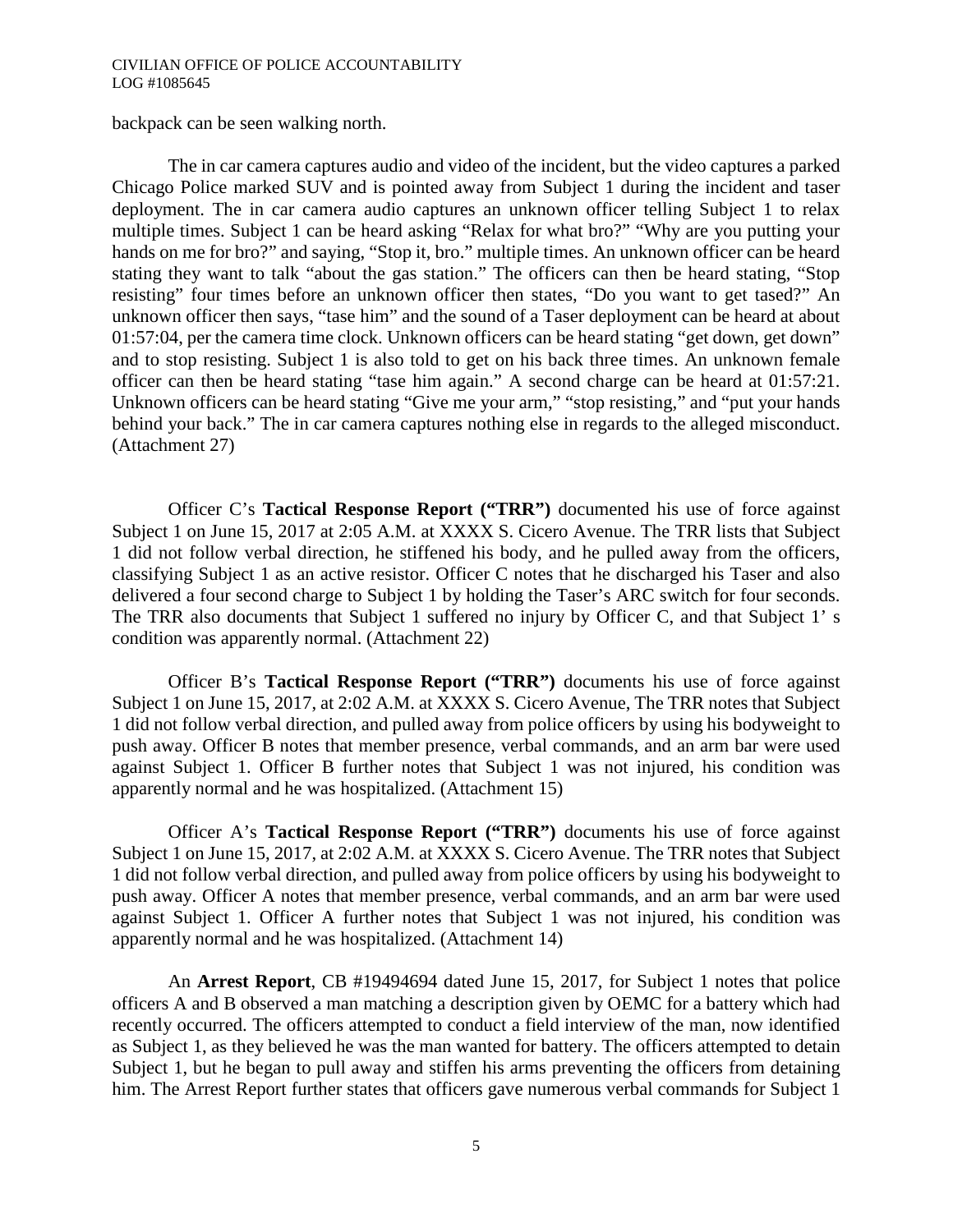backpack can be seen walking north.

The in car camera captures audio and video of the incident, but the video captures a parked Chicago Police marked SUV and is pointed away from Subject 1 during the incident and taser deployment. The in car camera audio captures an unknown officer telling Subject 1 to relax multiple times. Subject 1 can be heard asking "Relax for what bro?" "Why are you putting your hands on me for bro?" and saying, "Stop it, bro." multiple times. An unknown officer can be heard stating they want to talk "about the gas station." The officers can then be heard stating, "Stop resisting" four times before an unknown officer then states, "Do you want to get tased?" An unknown officer then says, "tase him" and the sound of a Taser deployment can be heard at about 01:57:04, per the camera time clock. Unknown officers can be heard stating "get down, get down" and to stop resisting. Subject 1 is also told to get on his back three times. An unknown female officer can then be heard stating "tase him again." A second charge can be heard at 01:57:21. Unknown officers can be heard stating "Give me your arm," "stop resisting," and "put your hands behind your back." The in car camera captures nothing else in regards to the alleged misconduct. (Attachment 27)

Officer C's **Tactical Response Report ("TRR")** documented his use of force against Subject 1 on June 15, 2017 at 2:05 A.M. at XXXX S. Cicero Avenue. The TRR lists that Subject 1 did not follow verbal direction, he stiffened his body, and he pulled away from the officers, classifying Subject 1 as an active resistor. Officer C notes that he discharged his Taser and also delivered a four second charge to Subject 1 by holding the Taser's ARC switch for four seconds. The TRR also documents that Subject 1 suffered no injury by Officer C, and that Subject 1' s condition was apparently normal. (Attachment 22)

Officer B's **Tactical Response Report ("TRR")** documents his use of force against Subject 1 on June 15, 2017, at 2:02 A.M. at XXXX S. Cicero Avenue, The TRR notes that Subject 1 did not follow verbal direction, and pulled away from police officers by using his bodyweight to push away. Officer B notes that member presence, verbal commands, and an arm bar were used against Subject 1. Officer B further notes that Subject 1 was not injured, his condition was apparently normal and he was hospitalized. (Attachment 15)

Officer A's **Tactical Response Report ("TRR")** documents his use of force against Subject 1 on June 15, 2017, at 2:02 A.M. at XXXX S. Cicero Avenue. The TRR notes that Subject 1 did not follow verbal direction, and pulled away from police officers by using his bodyweight to push away. Officer A notes that member presence, verbal commands, and an arm bar were used against Subject 1. Officer A further notes that Subject 1 was not injured, his condition was apparently normal and he was hospitalized. (Attachment 14)

An **Arrest Report**, CB #19494694 dated June 15, 2017, for Subject 1 notes that police officers A and B observed a man matching a description given by OEMC for a battery which had recently occurred. The officers attempted to conduct a field interview of the man, now identified as Subject 1, as they believed he was the man wanted for battery. The officers attempted to detain Subject 1, but he began to pull away and stiffen his arms preventing the officers from detaining him. The Arrest Report further states that officers gave numerous verbal commands for Subject 1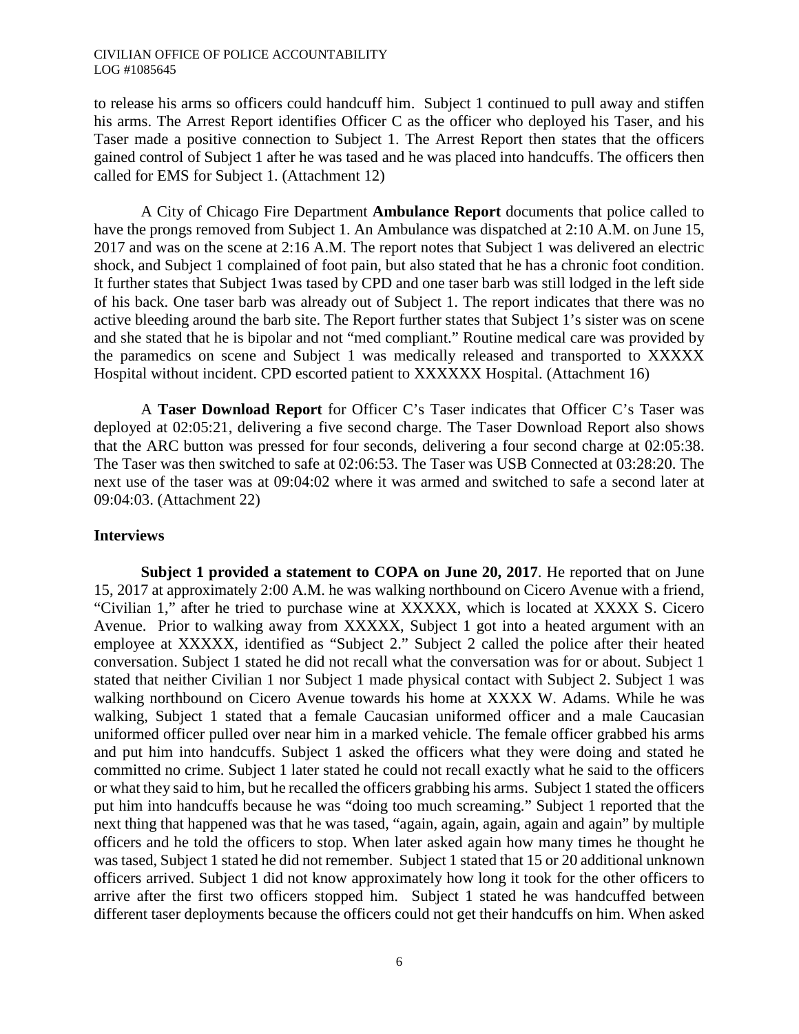to release his arms so officers could handcuff him. Subject 1 continued to pull away and stiffen his arms. The Arrest Report identifies Officer C as the officer who deployed his Taser, and his Taser made a positive connection to Subject 1. The Arrest Report then states that the officers gained control of Subject 1 after he was tased and he was placed into handcuffs. The officers then called for EMS for Subject 1. (Attachment 12)

A City of Chicago Fire Department **Ambulance Report** documents that police called to have the prongs removed from Subject 1. An Ambulance was dispatched at 2:10 A.M. on June 15, 2017 and was on the scene at 2:16 A.M. The report notes that Subject 1 was delivered an electric shock, and Subject 1 complained of foot pain, but also stated that he has a chronic foot condition. It further states that Subject 1was tased by CPD and one taser barb was still lodged in the left side of his back. One taser barb was already out of Subject 1. The report indicates that there was no active bleeding around the barb site. The Report further states that Subject 1's sister was on scene and she stated that he is bipolar and not "med compliant." Routine medical care was provided by the paramedics on scene and Subject 1 was medically released and transported to XXXXX Hospital without incident. CPD escorted patient to XXXXXX Hospital. (Attachment 16)

A **Taser Download Report** for Officer C's Taser indicates that Officer C's Taser was deployed at 02:05:21, delivering a five second charge. The Taser Download Report also shows that the ARC button was pressed for four seconds, delivering a four second charge at 02:05:38. The Taser was then switched to safe at 02:06:53. The Taser was USB Connected at 03:28:20. The next use of the taser was at 09:04:02 where it was armed and switched to safe a second later at 09:04:03. (Attachment 22)

## Interviews

**Subject 1 provided a statement to COPA on June 20, 2017**. He reported that on June 15, 2017 at approximately 2:00 A.M. he was walking northbound on Cicero Avenue with a friend, "Civilian 1," after he tried to purchase wine at XXXXX, which is located at XXXX S. Cicero Avenue. Prior to walking away from XXXXX, Subject 1 got into a heated argument with an employee at XXXXX, identified as "Subject 2." Subject 2 called the police after their heated conversation. Subject 1 stated he did not recall what the conversation was for or about. Subject 1 stated that neither Civilian 1 nor Subject 1 made physical contact with Subject 2. Subject 1 was walking northbound on Cicero Avenue towards his home at XXXX W. Adams. While he was walking, Subject 1 stated that a female Caucasian uniformed officer and a male Caucasian uniformed officer pulled over near him in a marked vehicle. The female officer grabbed his arms and put him into handcuffs. Subject 1 asked the officers what they were doing and stated he committed no crime. Subject 1 later stated he could not recall exactly what he said to the officers or what they said to him, but he recalled the officers grabbing his arms. Subject 1 stated the officers put him into handcuffs because he was "doing too much screaming." Subject 1 reported that the next thing that happened was that he was tased, "again, again, again, again and again" by multiple officers and he told the officers to stop. When later asked again how many times he thought he was tased, Subject 1 stated he did not remember. Subject 1 stated that 15 or 20 additional unknown officers arrived. Subject 1 did not know approximately how long it took for the other officers to arrive after the first two officers stopped him. Subject 1 stated he was handcuffed between different taser deployments because the officers could not get their handcuffs on him. When asked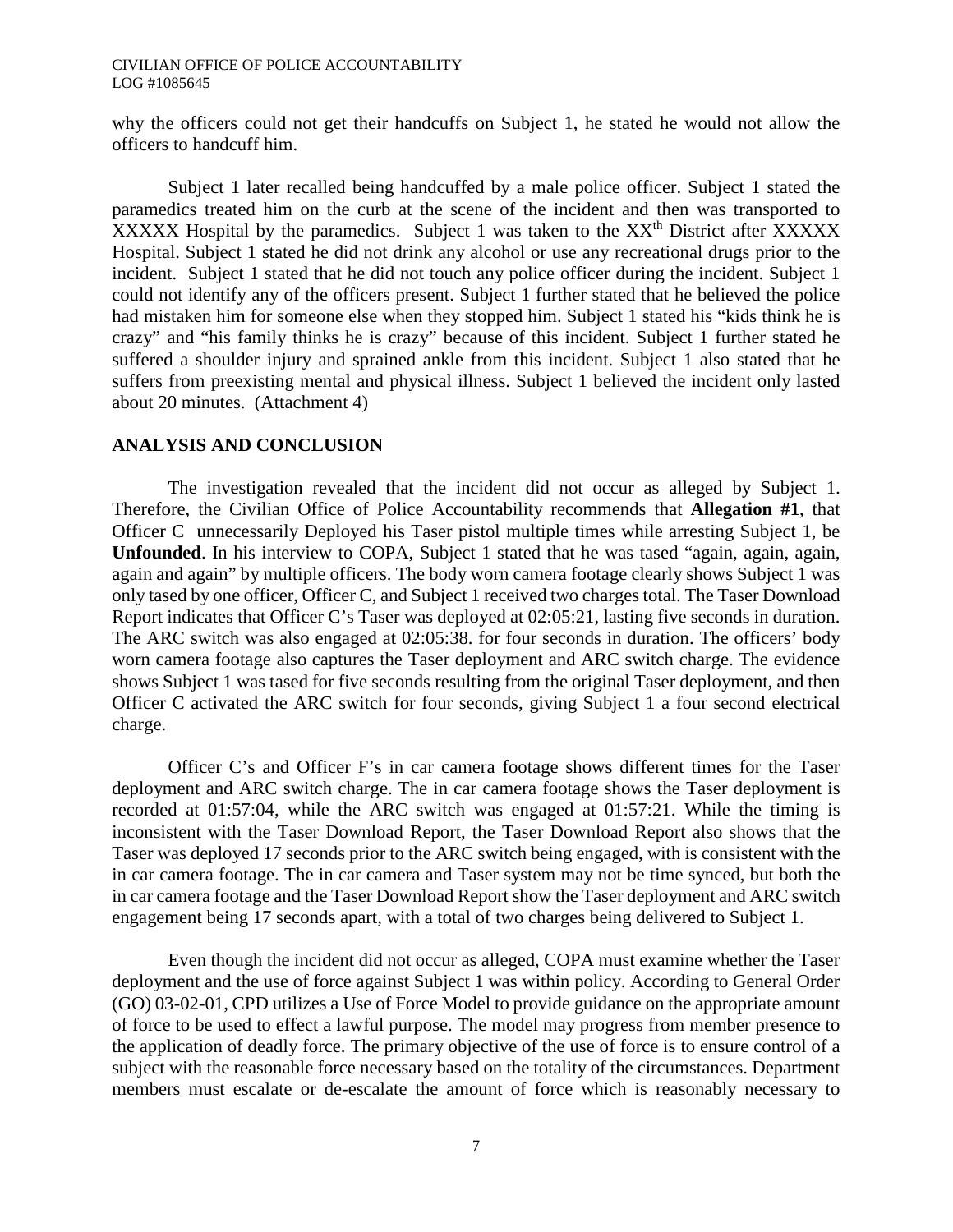why the officers could not get their handcuffs on Subject 1, he stated he would not allow the officers to handcuff him.

Subject 1 later recalled being handcuffed by a male police officer. Subject 1 stated the paramedics treated him on the curb at the scene of the incident and then was transported to XXXXX Hospital by the paramedics. Subject 1 was taken to the XX$^{th}$ District after XXXXX Hospital. Subject 1 stated he did not drink any alcohol or use any recreational drugs prior to the incident. Subject 1 stated that he did not touch any police officer during the incident. Subject 1 could not identify any of the officers present. Subject 1 further stated that he believed the police had mistaken him for someone else when they stopped him. Subject 1 stated his "kids think he is crazy" and "his family thinks he is crazy" because of this incident. Subject 1 further stated he suffered a shoulder injury and sprained ankle from this incident. Subject 1 also stated that he suffers from preexisting mental and physical illness. Subject 1 believed the incident only lasted about 20 minutes. (Attachment 4)

## ANALYSIS AND CONCLUSION

The investigation revealed that the incident did not occur as alleged by Subject 1. Therefore, the Civilian Office of Police Accountability recommends that **Allegation #1**, that Officer C unnecessarily Deployed his Taser pistol multiple times while arresting Subject 1, be **Unfounded**. In his interview to COPA, Subject 1 stated that he was tased "again, again, again, again and again" by multiple officers. The body worn camera footage clearly shows Subject 1 was only tased by one officer, Officer C, and Subject 1 received two charges total. The Taser Download Report indicates that Officer C's Taser was deployed at 02:05:21, lasting five seconds in duration. The ARC switch was also engaged at 02:05:38. for four seconds in duration. The officers' body worn camera footage also captures the Taser deployment and ARC switch charge. The evidence shows Subject 1 was tased for five seconds resulting from the original Taser deployment, and then Officer C activated the ARC switch for four seconds, giving Subject 1 a four second electrical charge.

Officer C's and Officer F's in car camera footage shows different times for the Taser deployment and ARC switch charge. The in car camera footage shows the Taser deployment is recorded at 01:57:04, while the ARC switch was engaged at 01:57:21. While the timing is inconsistent with the Taser Download Report, the Taser Download Report also shows that the Taser was deployed 17 seconds prior to the ARC switch being engaged, with is consistent with the in car camera footage. The in car camera and Taser system may not be time synced, but both the in car camera footage and the Taser Download Report show the Taser deployment and ARC switch engagement being 17 seconds apart, with a total of two charges being delivered to Subject 1.

Even though the incident did not occur as alleged, COPA must examine whether the Taser deployment and the use of force against Subject 1 was within policy. According to General Order (GO) 03-02-01, CPD utilizes a Use of Force Model to provide guidance on the appropriate amount of force to be used to effect a lawful purpose. The model may progress from member presence to the application of deadly force. The primary objective of the use of force is to ensure control of a subject with the reasonable force necessary based on the totality of the circumstances. Department members must escalate or de-escalate the amount of force which is reasonably necessary to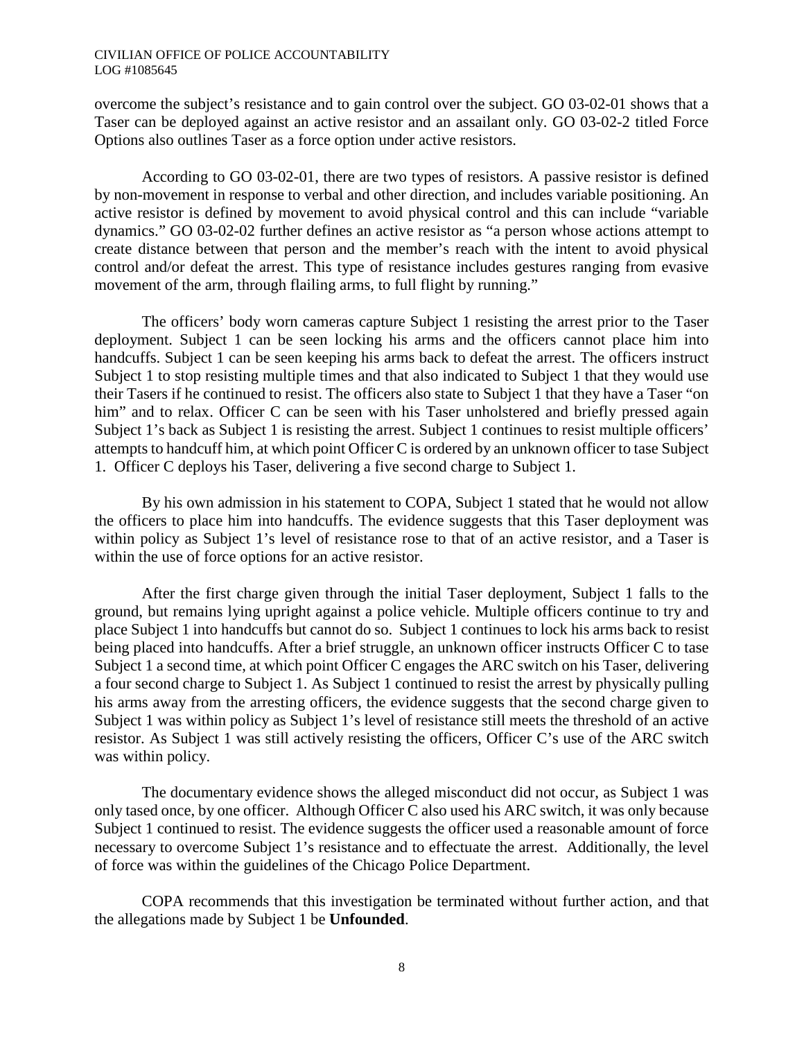overcome the subject's resistance and to gain control over the subject. GO 03-02-01 shows that a Taser can be deployed against an active resistor and an assailant only. GO 03-02-2 titled Force Options also outlines Taser as a force option under active resistors.

According to GO 03-02-01, there are two types of resistors. A passive resistor is defined by non-movement in response to verbal and other direction, and includes variable positioning. An active resistor is defined by movement to avoid physical control and this can include "variable dynamics." GO 03-02-02 further defines an active resistor as "a person whose actions attempt to create distance between that person and the member's reach with the intent to avoid physical control and/or defeat the arrest. This type of resistance includes gestures ranging from evasive movement of the arm, through flailing arms, to full flight by running."

The officers' body worn cameras capture Subject 1 resisting the arrest prior to the Taser deployment. Subject 1 can be seen locking his arms and the officers cannot place him into handcuffs. Subject 1 can be seen keeping his arms back to defeat the arrest. The officers instruct Subject 1 to stop resisting multiple times and that also indicated to Subject 1 that they would use their Tasers if he continued to resist. The officers also state to Subject 1 that they have a Taser "on him" and to relax. Officer C can be seen with his Taser unholstered and briefly pressed again Subject 1's back as Subject 1 is resisting the arrest. Subject 1 continues to resist multiple officers' attempts to handcuff him, at which point Officer C is ordered by an unknown officer to tase Subject 1. Officer C deploys his Taser, delivering a five second charge to Subject 1.

By his own admission in his statement to COPA, Subject 1 stated that he would not allow the officers to place him into handcuffs. The evidence suggests that this Taser deployment was within policy as Subject 1's level of resistance rose to that of an active resistor, and a Taser is within the use of force options for an active resistor.

After the first charge given through the initial Taser deployment, Subject 1 falls to the ground, but remains lying upright against a police vehicle. Multiple officers continue to try and place Subject 1 into handcuffs but cannot do so. Subject 1 continues to lock his arms back to resist being placed into handcuffs. After a brief struggle, an unknown officer instructs Officer C to tase Subject 1 a second time, at which point Officer C engages the ARC switch on his Taser, delivering a four second charge to Subject 1. As Subject 1 continued to resist the arrest by physically pulling his arms away from the arresting officers, the evidence suggests that the second charge given to Subject 1 was within policy as Subject 1's level of resistance still meets the threshold of an active resistor. As Subject 1 was still actively resisting the officers, Officer C's use of the ARC switch was within policy.

The documentary evidence shows the alleged misconduct did not occur, as Subject 1 was only tased once, by one officer. Although Officer C also used his ARC switch, it was only because Subject 1 continued to resist. The evidence suggests the officer used a reasonable amount of force necessary to overcome Subject 1's resistance and to effectuate the arrest. Additionally, the level of force was within the guidelines of the Chicago Police Department.

COPA recommends that this investigation be terminated without further action, and that the allegations made by Subject 1 be **Unfounded**.